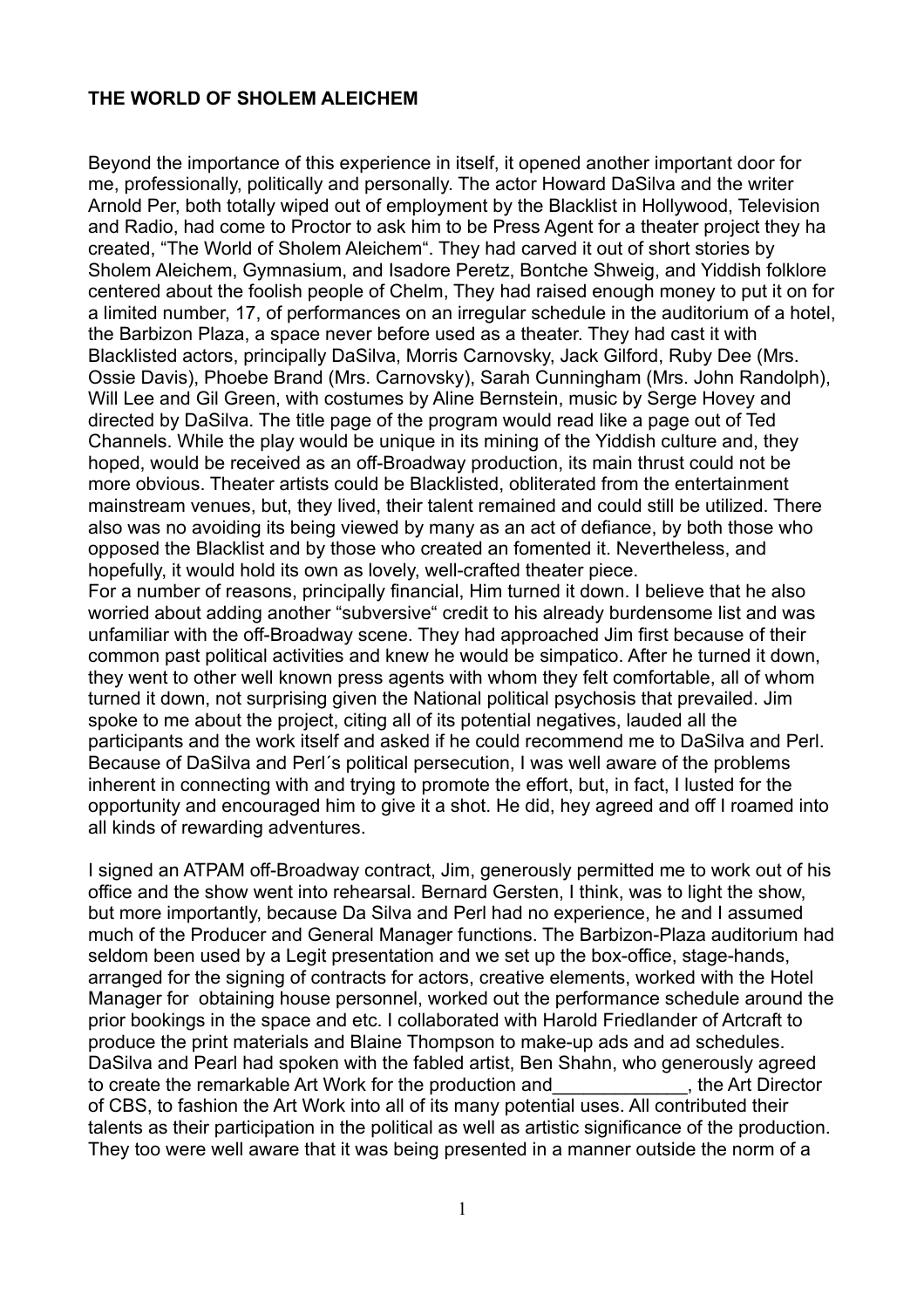**THE WORLD OF SHOLEM ALEICHEM**

Beyond the importance of this experience in itself, it opened another important door for me, professionally, politically and personally. The actor Howard DaSilva and the writer Arnold Per, both totally wiped out of employment by the Blacklist in Hollywood, Television and Radio, had come to Proctor to ask him to be Press Agent for a theater project they ha created, "The World of Sholem Aleichem". They had carved it out of short stories by Sholem Aleichem, Gymnasium, and Isadore Peretz, Bontche Shweig, and Yiddish folklore centered about the foolish people of Chelm, They had raised enough money to put it on for a limited number, 17, of performances on an irregular schedule in the auditorium of a hotel, the Barbizon Plaza, a space never before used as a theater. They had cast it with Blacklisted actors, principally DaSilva, Morris Carnovsky, Jack Gilford, Ruby Dee (Mrs. Ossie Davis), Phoebe Brand (Mrs. Carnovsky), Sarah Cunningham (Mrs. John Randolph), Will Lee and Gil Green, with costumes by Aline Bernstein, music by Serge Hovey and directed by DaSilva. The title page of the program would read like a page out of Ted Channels. While the play would be unique in its mining of the Yiddish culture and, they hoped, would be received as an off-Broadway production, its main thrust could not be more obvious. Theater artists could be Blacklisted, obliterated from the entertainment mainstream venues, but, they lived, their talent remained and could still be utilized. There also was no avoiding its being viewed by many as an act of defiance, by both those who opposed the Blacklist and by those who created an fomented it. Nevertheless, and hopefully, it would hold its own as lovely, well-crafted theater piece.
For a number of reasons, principally financial, Him turned it down. I believe that he also worried about adding another "subversive" credit to his already burdensome list and was unfamiliar with the off-Broadway scene. They had approached Jim first because of their common past political activities and knew he would be simpatico. After he turned it down, they went to other well known press agents with whom they felt comfortable, all of whom turned it down, not surprising given the National political psychosis that prevailed. Jim spoke to me about the project, citing all of its potential negatives, lauded all the participants and the work itself and asked if he could recommend me to DaSilva and Perl. Because of DaSilva and Perl´s political persecution, I was well aware of the problems inherent in connecting with and trying to promote the effort, but, in fact, I lusted for the opportunity and encouraged him to give it a shot. He did, hey agreed and off I roamed into all kinds of rewarding adventures.

I signed an ATPAM off-Broadway contract, Jim, generously permitted me to work out of his office and the show went into rehearsal. Bernard Gersten, I think, was to light the show, but more importantly, because Da Silva and Perl had no experience, he and I assumed much of the Producer and General Manager functions. The Barbizon-Plaza auditorium had seldom been used by a Legit presentation and we set up the box-office, stage-hands, arranged for the signing of contracts for actors, creative elements, worked with the Hotel Manager for obtaining house personnel, worked out the performance schedule around the prior bookings in the space and etc. I collaborated with Harold Friedlander of Artcraft to produce the print materials and Blaine Thompson to make-up ads and ad schedules. DaSilva and Pearl had spoken with the fabled artist, Ben Shahn, who generously agreed to create the remarkable Art Work for the production and_____________, the Art Director of CBS, to fashion the Art Work into all of its many potential uses. All contributed their talents as their participation in the political as well as artistic significance of the production. They too were well aware that it was being presented in a manner outside the norm of a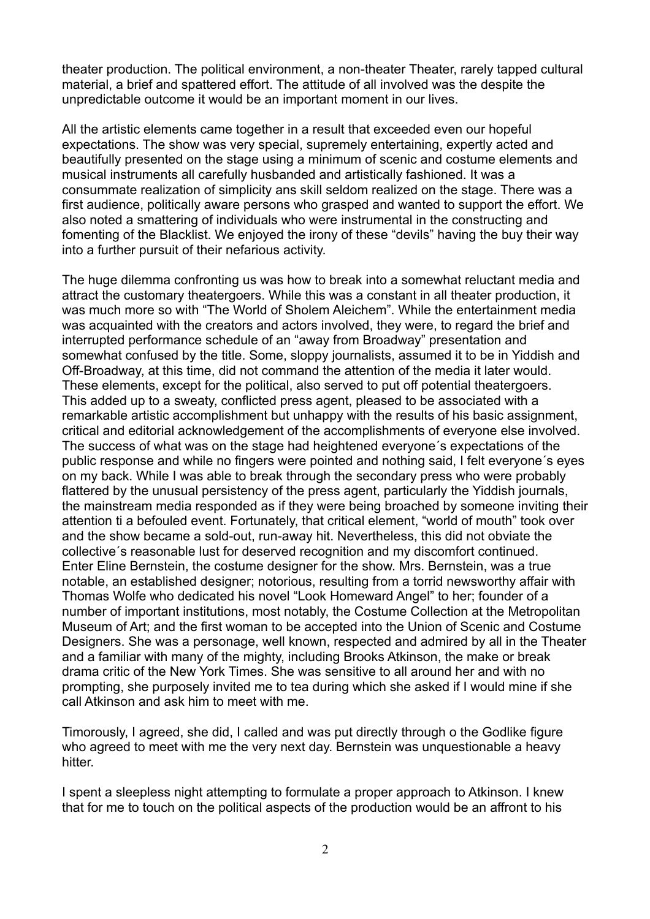theater production. The political environment, a non-theater Theater, rarely tapped cultural material, a brief and spattered effort. The attitude of all involved was the despite the unpredictable outcome it would be an important moment in our lives.

All the artistic elements came together in a result that exceeded even our hopeful expectations. The show was very special, supremely entertaining, expertly acted and beautifully presented on the stage using a minimum of scenic and costume elements and musical instruments all carefully husbanded and artistically fashioned. It was a consummate realization of simplicity ans skill seldom realized on the stage. There was a first audience, politically aware persons who grasped and wanted to support the effort. We also noted a smattering of individuals who were instrumental in the constructing and fomenting of the Blacklist. We enjoyed the irony of these "devils" having the buy their way into a further pursuit of their nefarious activity.

The huge dilemma confronting us was how to break into a somewhat reluctant media and attract the customary theatergoers. While this was a constant in all theater production, it was much more so with "The World of Sholem Aleichem". While the entertainment media was acquainted with the creators and actors involved, they were, to regard the brief and interrupted performance schedule of an "away from Broadway" presentation and somewhat confused by the title. Some, sloppy journalists, assumed it to be in Yiddish and Off-Broadway, at this time, did not command the attention of the media it later would. These elements, except for the political, also served to put off potential theatergoers. This added up to a sweaty, conflicted press agent, pleased to be associated with a remarkable artistic accomplishment but unhappy with the results of his basic assignment, critical and editorial acknowledgement of the accomplishments of everyone else involved. The success of what was on the stage had heightened everyone´s expectations of the public response and while no fingers were pointed and nothing said, I felt everyone´s eyes on my back. While I was able to break through the secondary press who were probably flattered by the unusual persistency of the press agent, particularly the Yiddish journals, the mainstream media responded as if they were being broached by someone inviting their attention ti a befouled event. Fortunately, that critical element, "world of mouth" took over and the show became a sold-out, run-away hit. Nevertheless, this did not obviate the collective´s reasonable lust for deserved recognition and my discomfort continued. Enter Eline Bernstein, the costume designer for the show. Mrs. Bernstein, was a true notable, an established designer; notorious, resulting from a torrid newsworthy affair with Thomas Wolfe who dedicated his novel "Look Homeward Angel" to her; founder of a number of important institutions, most notably, the Costume Collection at the Metropolitan Museum of Art; and the first woman to be accepted into the Union of Scenic and Costume Designers. She was a personage, well known, respected and admired by all in the Theater and a familiar with many of the mighty, including Brooks Atkinson, the make or break drama critic of the New York Times. She was sensitive to all around her and with no prompting, she purposely invited me to tea during which she asked if I would mine if she call Atkinson and ask him to meet with me.

Timorously, I agreed, she did, I called and was put directly through o the Godlike figure who agreed to meet with me the very next day. Bernstein was unquestionable a heavy hitter.

I spent a sleepless night attempting to formulate a proper approach to Atkinson. I knew that for me to touch on the political aspects of the production would be an affront to his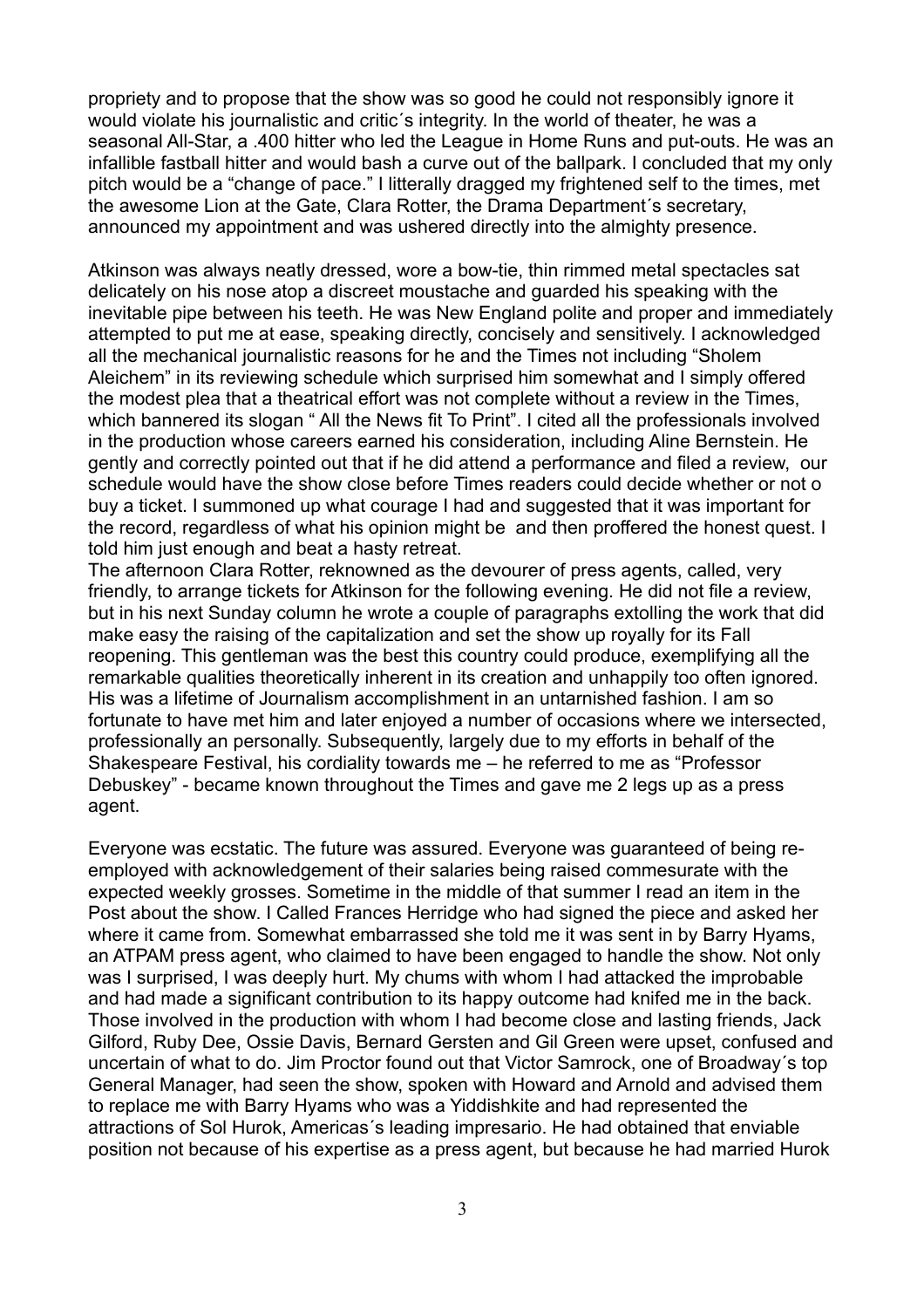propriety and to propose that the show was so good he could not responsibly ignore it would violate his journalistic and critic´s integrity. In the world of theater, he was a seasonal All-Star, a .400 hitter who led the League in Home Runs and put-outs. He was an infallible fastball hitter and would bash a curve out of the ballpark. I concluded that my only pitch would be a "change of pace." I litterally dragged my frightened self to the times, met the awesome Lion at the Gate, Clara Rotter, the Drama Department´s secretary, announced my appointment and was ushered directly into the almighty presence.

Atkinson was always neatly dressed, wore a bow-tie, thin rimmed metal spectacles sat delicately on his nose atop a discreet moustache and guarded his speaking with the inevitable pipe between his teeth. He was New England polite and proper and immediately attempted to put me at ease, speaking directly, concisely and sensitively. I acknowledged all the mechanical journalistic reasons for he and the Times not including "Sholem Aleichem" in its reviewing schedule which surprised him somewhat and I simply offered the modest plea that a theatrical effort was not complete without a review in the Times, which bannered its slogan " All the News fit To Print". I cited all the professionals involved in the production whose careers earned his consideration, including Aline Bernstein. He gently and correctly pointed out that if he did attend a performance and filed a review, our schedule would have the show close before Times readers could decide whether or not o buy a ticket. I summoned up what courage I had and suggested that it was important for the record, regardless of what his opinion might be and then proffered the honest quest. I told him just enough and beat a hasty retreat.
The afternoon Clara Rotter, reknowned as the devourer of press agents, called, very friendly, to arrange tickets for Atkinson for the following evening. He did not file a review, but in his next Sunday column he wrote a couple of paragraphs extolling the work that did make easy the raising of the capitalization and set the show up royally for its Fall reopening. This gentleman was the best this country could produce, exemplifying all the remarkable qualities theoretically inherent in its creation and unhappily too often ignored. His was a lifetime of Journalism accomplishment in an untarnished fashion. I am so fortunate to have met him and later enjoyed a number of occasions where we intersected, professionally an personally. Subsequently, largely due to my efforts in behalf of the Shakespeare Festival, his cordiality towards me – he referred to me as "Professor Debuskey" - became known throughout the Times and gave me 2 legs up as a press agent.

Everyone was ecstatic. The future was assured. Everyone was guaranteed of being re-employed with acknowledgement of their salaries being raised commesurate with the expected weekly grosses. Sometime in the middle of that summer I read an item in the Post about the show. I Called Frances Herridge who had signed the piece and asked her where it came from. Somewhat embarrassed she told me it was sent in by Barry Hyams, an ATPAM press agent, who claimed to have been engaged to handle the show. Not only was I surprised, I was deeply hurt. My chums with whom I had attacked the improbable and had made a significant contribution to its happy outcome had knifed me in the back. Those involved in the production with whom I had become close and lasting friends, Jack Gilford, Ruby Dee, Ossie Davis, Bernard Gersten and Gil Green were upset, confused and uncertain of what to do. Jim Proctor found out that Victor Samrock, one of Broadway´s top General Manager, had seen the show, spoken with Howard and Arnold and advised them to replace me with Barry Hyams who was a Yiddishkite and had represented the attractions of Sol Hurok, Americas´s leading impresario. He had obtained that enviable position not because of his expertise as a press agent, but because he had married Hurok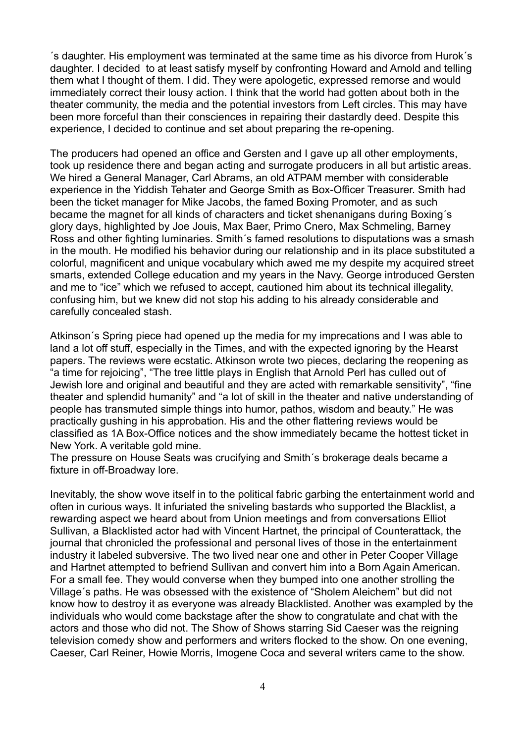´s daughter. His employment was terminated at the same time as his divorce from Hurok´s daughter. I decided  to at least satisfy myself by confronting Howard and Arnold and telling them what I thought of them. I did. They were apologetic, expressed remorse and would immediately correct their lousy action. I think that the world had gotten about both in the theater community, the media and the potential investors from Left circles. This may have been more forceful than their consciences in repairing their dastardly deed. Despite this experience, I decided to continue and set about preparing the re-opening.

The producers had opened an office and Gersten and I gave up all other employments, took up residence there and began acting and surrogate producers in all but artistic areas. We hired a General Manager, Carl Abrams, an old ATPAM member with considerable experience in the Yiddish Tehater and George Smith as Box-Officer Treasurer. Smith had been the ticket manager for Mike Jacobs, the famed Boxing Promoter, and as such became the magnet for all kinds of characters and ticket shenanigans during Boxing´s glory days, highlighted by Joe Jouis, Max Baer, Primo Cnero, Max Schmeling, Barney Ross and other fighting luminaries. Smith´s famed resolutions to disputations was a smash in the mouth. He modified his behavior during our relationship and in its place substituted a colorful, magnificent and unique vocabulary which awed me my despite my acquired street smarts, extended College education and my years in the Navy. George introduced Gersten and me to "ice" which we refused to accept, cautioned him about its technical illegality, confusing him, but we knew did not stop his adding to his already considerable and carefully concealed stash.

Atkinson´s Spring piece had opened up the media for my imprecations and I was able to land a lot off stuff, especially in the Times, and with the expected ignoring by the Hearst papers. The reviews were ecstatic. Atkinson wrote two pieces, declaring the reopening as "a time for rejoicing", "The tree little plays in English that Arnold Perl has culled out of Jewish lore and original and beautiful and they are acted with remarkable sensitivity", "fine theater and splendid humanity" and "a lot of skill in the theater and native understanding of people has transmuted simple things into humor, pathos, wisdom and beauty." He was practically gushing in his approbation. His and the other flattering reviews would be classified as 1A Box-Office notices and the show immediately became the hottest ticket in New York. A veritable gold mine.
The pressure on House Seats was crucifying and Smith´s brokerage deals became a fixture in off-Broadway lore.

Inevitably, the show wove itself in to the political fabric garbing the entertainment world and often in curious ways. It infuriated the sniveling bastards who supported the Blacklist, a rewarding aspect we heard about from Union meetings and from conversations Elliot Sullivan, a Blacklisted actor had with Vincent Hartnet, the principal of Counterattack, the journal that chronicled the professional and personal lives of those in the entertainment industry it labeled subversive. The two lived near one and other in Peter Cooper Village and Hartnet attempted to befriend Sullivan and convert him into a Born Again American. For a small fee. They would converse when they bumped into one another strolling the Village´s paths. He was obsessed with the existence of "Sholem Aleichem" but did not know how to destroy it as everyone was already Blacklisted. Another was exampled by the individuals who would come backstage after the show to congratulate and chat with the actors and those who did not. The Show of Shows starring Sid Caeser was the reigning television comedy show and performers and writers flocked to the show. On one evening, Caeser, Carl Reiner, Howie Morris, Imogene Coca and several writers came to the show.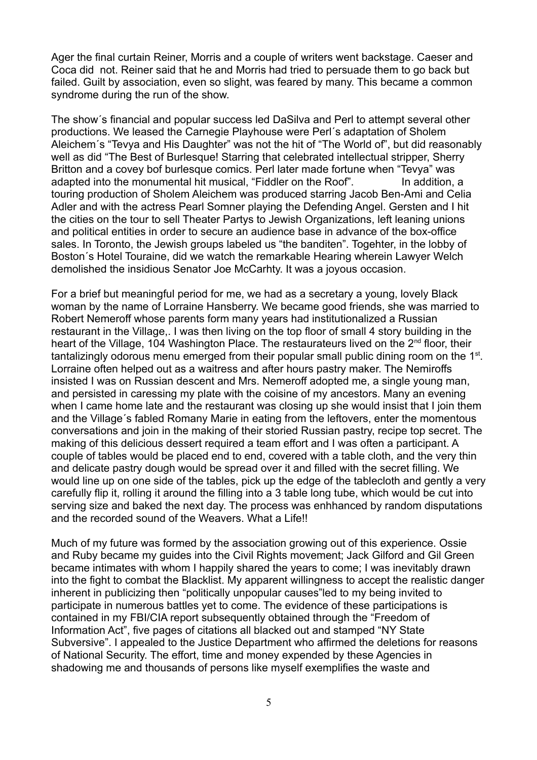Ager the final curtain Reiner, Morris and a couple of writers went backstage. Caeser and Coca did not. Reiner said that he and Morris had tried to persuade them to go back but failed. Guilt by association, even so slight, was feared by many. This became a common syndrome during the run of the show.

The show´s financial and popular success led DaSilva and Perl to attempt several other productions. We leased the Carnegie Playhouse were Perl´s adaptation of Sholem Aleichem´s "Tevya and His Daughter" was not the hit of "The World of", but did reasonably well as did "The Best of Burlesque! Starring that celebrated intellectual stripper, Sherry Britton and a covey bof burlesque comics. Perl later made fortune when "Tevya" was adapted into the monumental hit musical, "Fiddler on the Roof". In addition, a touring production of Sholem Aleichem was produced starring Jacob Ben-Ami and Celia Adler and with the actress Pearl Somner playing the Defending Angel. Gersten and I hit the cities on the tour to sell Theater Partys to Jewish Organizations, left leaning unions and political entities in order to secure an audience base in advance of the box-office sales. In Toronto, the Jewish groups labeled us "the banditen". Togehter, in the lobby of Boston´s Hotel Touraine, did we watch the remarkable Hearing wherein Lawyer Welch demolished the insidious Senator Joe McCarhty. It was a joyous occasion.

For a brief but meaningful period for me, we had as a secretary a young, lovely Black woman by the name of Lorraine Hansberry. We became good friends, she was married to Robert Nemeroff whose parents form many years had institutionalized a Russian restaurant in the Village,. I was then living on the top floor of small 4 story building in the heart of the Village, 104 Washington Place. The restaurateurs lived on the 2nd floor, their tantalizingly odorous menu emerged from their popular small public dining room on the 1st. Lorraine often helped out as a waitress and after hours pastry maker. The Nemiroffs insisted I was on Russian descent and Mrs. Nemeroff adopted me, a single young man, and persisted in caressing my plate with the coisine of my ancestors. Many an evening when I came home late and the restaurant was closing up she would insist that I join them and the Village´s fabled Romany Marie in eating from the leftovers, enter the momentous conversations and join in the making of their storied Russian pastry, recipe top secret. The making of this delicious dessert required a team effort and I was often a participant. A couple of tables would be placed end to end, covered with a table cloth, and the very thin and delicate pastry dough would be spread over it and filled with the secret filling. We would line up on one side of the tables, pick up the edge of the tablecloth and gently a very carefully flip it, rolling it around the filling into a 3 table long tube, which would be cut into serving size and baked the next day. The process was enhhanced by random disputations and the recorded sound of the Weavers. What a Life!!

Much of my future was formed by the association growing out of this experience. Ossie and Ruby became my guides into the Civil Rights movement; Jack Gilford and Gil Green became intimates with whom I happily shared the years to come; I was inevitably drawn into the fight to combat the Blacklist. My apparent willingness to accept the realistic danger inherent in publicizing then "politically unpopular causes"led to my being invited to participate in numerous battles yet to come. The evidence of these participations is contained in my FBI/CIA report subsequently obtained through the "Freedom of Information Act", five pages of citations all blacked out and stamped "NY State Subversive". I appealed to the Justice Department who affirmed the deletions for reasons of National Security. The effort, time and money expended by these Agencies in shadowing me and thousands of persons like myself exemplifies the waste and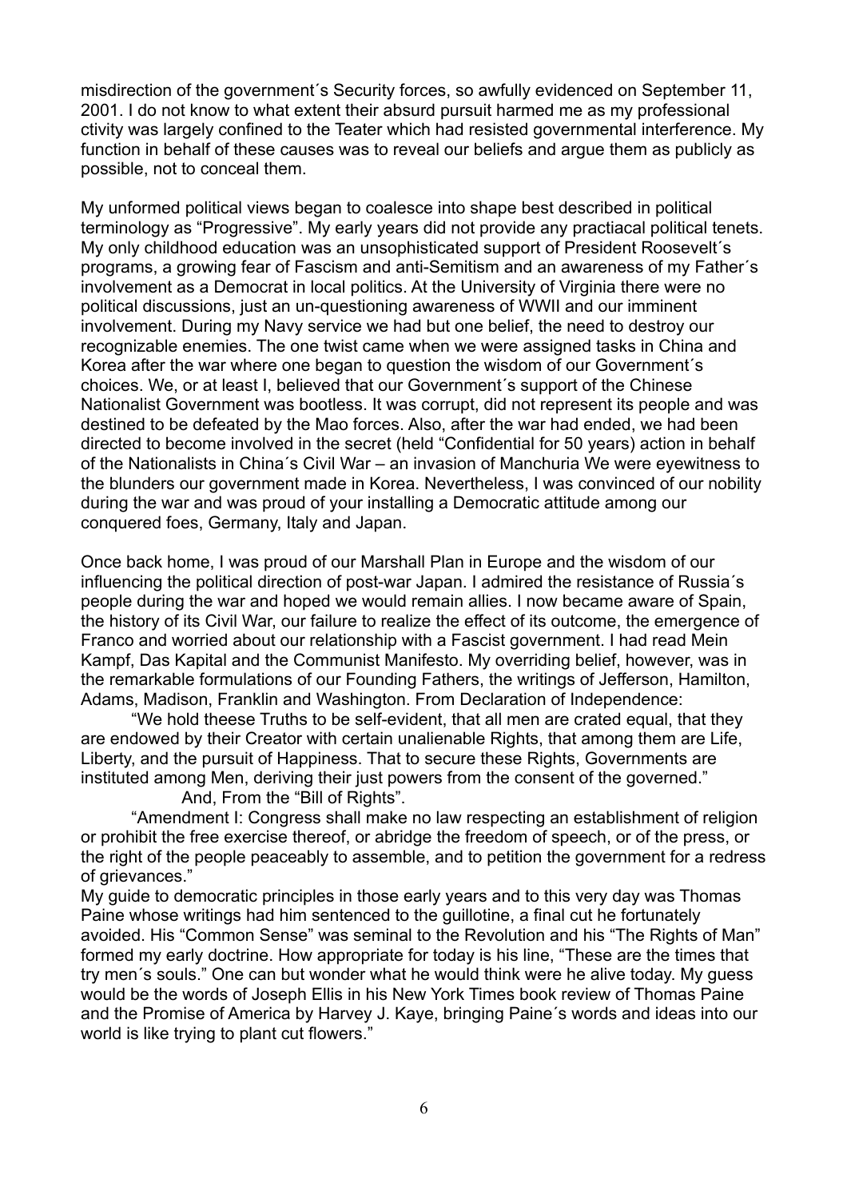misdirection of the government´s Security forces, so awfully evidenced on September 11, 2001. I do not know to what extent their absurd pursuit harmed me as my professional ctivity was largely confined to the Teater which had resisted governmental interference. My function in behalf of these causes was to reveal our beliefs and argue them as publicly as possible, not to conceal them.

My unformed political views began to coalesce into shape best described in political terminology as "Progressive". My early years did not provide any practiacal political tenets. My only childhood education was an unsophisticated support of President Roosevelt´s programs, a growing fear of Fascism and anti-Semitism and an awareness of my Father´s involvement as a Democrat in local politics. At the University of Virginia there were no political discussions, just an un-questioning awareness of WWII and our imminent involvement. During my Navy service we had but one belief, the need to destroy our recognizable enemies. The one twist came when we were assigned tasks in China and Korea after the war where one began to question the wisdom of our Government´s choices. We, or at least I, believed that our Government´s support of the Chinese Nationalist Government was bootless. It was corrupt, did not represent its people and was destined to be defeated by the Mao forces. Also, after the war had ended, we had been directed to become involved in the secret (held "Confidential for 50 years) action in behalf of the Nationalists in China´s Civil War – an invasion of Manchuria We were eyewitness to the blunders our government made in Korea. Nevertheless, I was convinced of our nobility during the war and was proud of your installing a Democratic attitude among our conquered foes, Germany, Italy and Japan.

Once back home, I was proud of our Marshall Plan in Europe and the wisdom of our influencing the political direction of post-war Japan. I admired the resistance of Russia´s people during the war and hoped we would remain allies. I now became aware of Spain, the history of its Civil War, our failure to realize the effect of its outcome, the emergence of Franco and worried about our relationship with a Fascist government. I had read Mein Kampf, Das Kapital and the Communist Manifesto. My overriding belief, however, was in the remarkable formulations of our Founding Fathers, the writings of Jefferson, Hamilton, Adams, Madison, Franklin and Washington. From Declaration of Independence:

"We hold theese Truths to be self-evident, that all men are crated equal, that they are endowed by their Creator with certain unalienable Rights, that among them are Life, Liberty, and the pursuit of Happiness. That to secure these Rights, Governments are instituted among Men, deriving their just powers from the consent of the governed."

And, From the "Bill of Rights".

"Amendment I: Congress shall make no law respecting an establishment of religion or prohibit the free exercise thereof, or abridge the freedom of speech, or of the press, or the right of the people peaceably to assemble, and to petition the government for a redress of grievances."

My guide to democratic principles in those early years and to this very day was Thomas Paine whose writings had him sentenced to the guillotine, a final cut he fortunately avoided. His "Common Sense" was seminal to the Revolution and his "The Rights of Man" formed my early doctrine. How appropriate for today is his line, "These are the times that try men´s souls." One can but wonder what he would think were he alive today. My guess would be the words of Joseph Ellis in his New York Times book review of Thomas Paine and the Promise of America by Harvey J. Kaye, bringing Paine´s words and ideas into our world is like trying to plant cut flowers."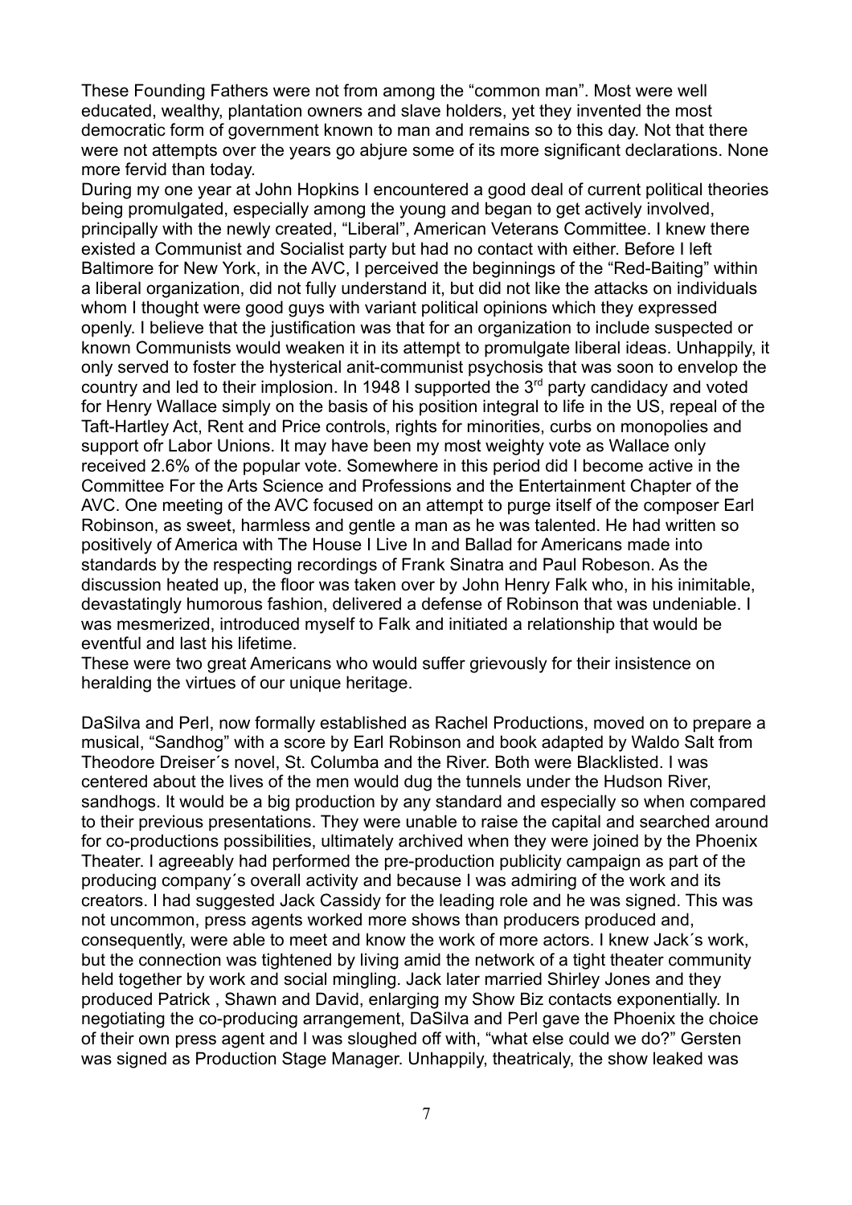These Founding Fathers were not from among the "common man". Most were well educated, wealthy, plantation owners and slave holders, yet they invented the most democratic form of government known to man and remains so to this day. Not that there were not attempts over the years go abjure some of its more significant declarations. None more fervid than today.

During my one year at John Hopkins I encountered a good deal of current political theories being promulgated, especially among the young and began to get actively involved, principally with the newly created, "Liberal", American Veterans Committee. I knew there existed a Communist and Socialist party but had no contact with either. Before I left Baltimore for New York, in the AVC, I perceived the beginnings of the "Red-Baiting" within a liberal organization, did not fully understand it, but did not like the attacks on individuals whom I thought were good guys with variant political opinions which they expressed openly. I believe that the justification was that for an organization to include suspected or known Communists would weaken it in its attempt to promulgate liberal ideas. Unhappily, it only served to foster the hysterical anit-communist psychosis that was soon to envelop the country and led to their implosion. In 1948 I supported the 3rd party candidacy and voted for Henry Wallace simply on the basis of his position integral to life in the US, repeal of the Taft-Hartley Act, Rent and Price controls, rights for minorities, curbs on monopolies and support ofr Labor Unions. It may have been my most weighty vote as Wallace only received 2.6% of the popular vote. Somewhere in this period did I become active in the Committee For the Arts Science and Professions and the Entertainment Chapter of the AVC. One meeting of the AVC focused on an attempt to purge itself of the composer Earl Robinson, as sweet, harmless and gentle a man as he was talented. He had written so positively of America with The House I Live In and Ballad for Americans made into standards by the respecting recordings of Frank Sinatra and Paul Robeson. As the discussion heated up, the floor was taken over by John Henry Falk who, in his inimitable, devastatingly humorous fashion, delivered a defense of Robinson that was undeniable. I was mesmerized, introduced myself to Falk and initiated a relationship that would be eventful and last his lifetime.

These were two great Americans who would suffer grievously for their insistence on heralding the virtues of our unique heritage.

DaSilva and Perl, now formally established as Rachel Productions, moved on to prepare a musical, "Sandhog" with a score by Earl Robinson and book adapted by Waldo Salt from Theodore Dreiser´s novel, St. Columba and the River. Both were Blacklisted. I was centered about the lives of the men would dug the tunnels under the Hudson River, sandhogs. It would be a big production by any standard and especially so when compared to their previous presentations. They were unable to raise the capital and searched around for co-productions possibilities, ultimately archived when they were joined by the Phoenix Theater. I agreeably had performed the pre-production publicity campaign as part of the producing company´s overall activity and because I was admiring of the work and its creators. I had suggested Jack Cassidy for the leading role and he was signed. This was not uncommon, press agents worked more shows than producers produced and, consequently, were able to meet and know the work of more actors. I knew Jack´s work, but the connection was tightened by living amid the network of a tight theater community held together by work and social mingling. Jack later married Shirley Jones and they produced Patrick , Shawn and David, enlarging my Show Biz contacts exponentially. In negotiating the co-producing arrangement, DaSilva and Perl gave the Phoenix the choice of their own press agent and I was sloughed off with, "what else could we do?" Gersten was signed as Production Stage Manager. Unhappily, theatricaly, the show leaked was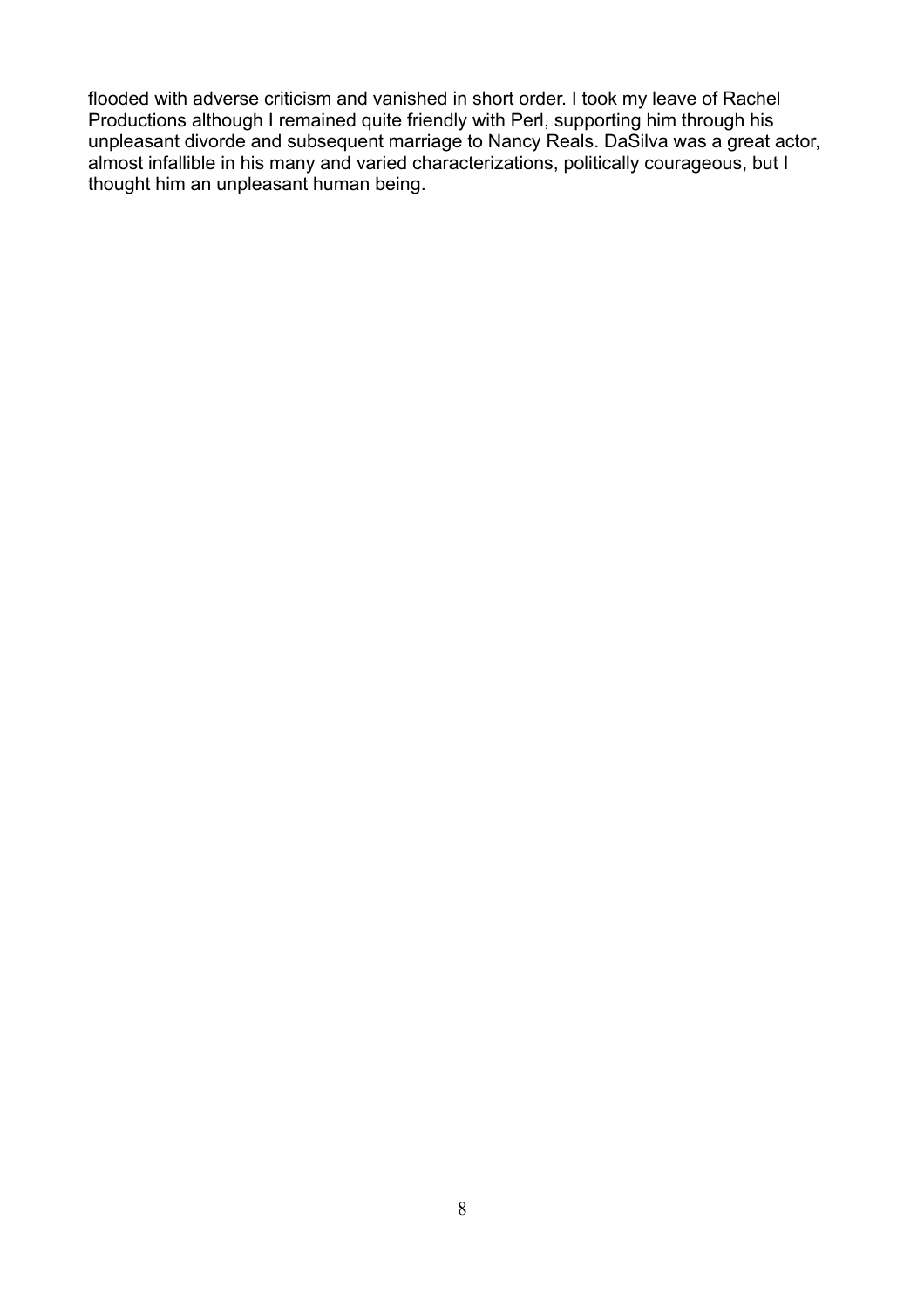flooded with adverse criticism and vanished in short order. I took my leave of Rachel Productions although I remained quite friendly with Perl, supporting him through his unpleasant divorde and subsequent marriage to Nancy Reals. DaSilva was a great actor, almost infallible in his many and varied characterizations, politically courageous, but I thought him an unpleasant human being.